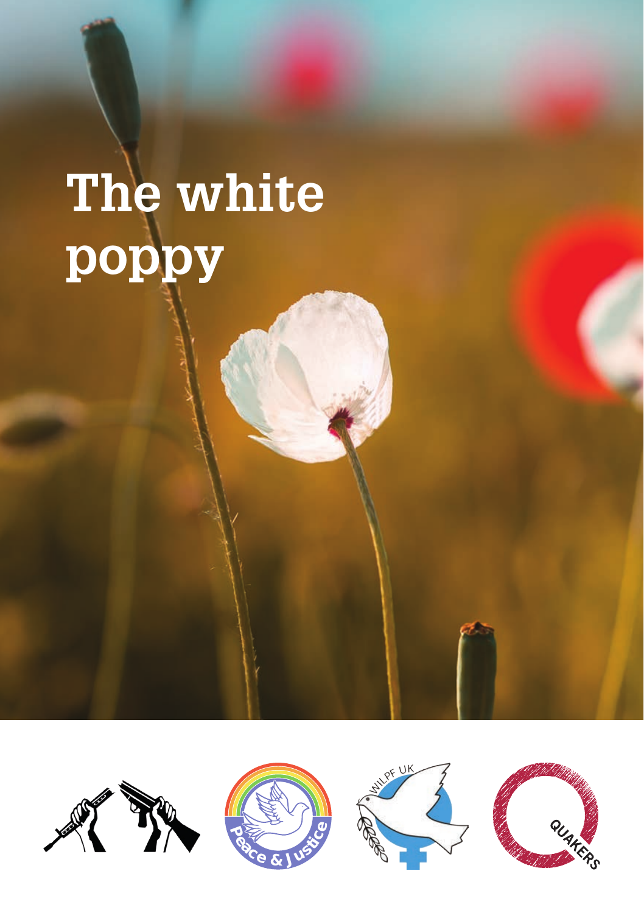# The white poppy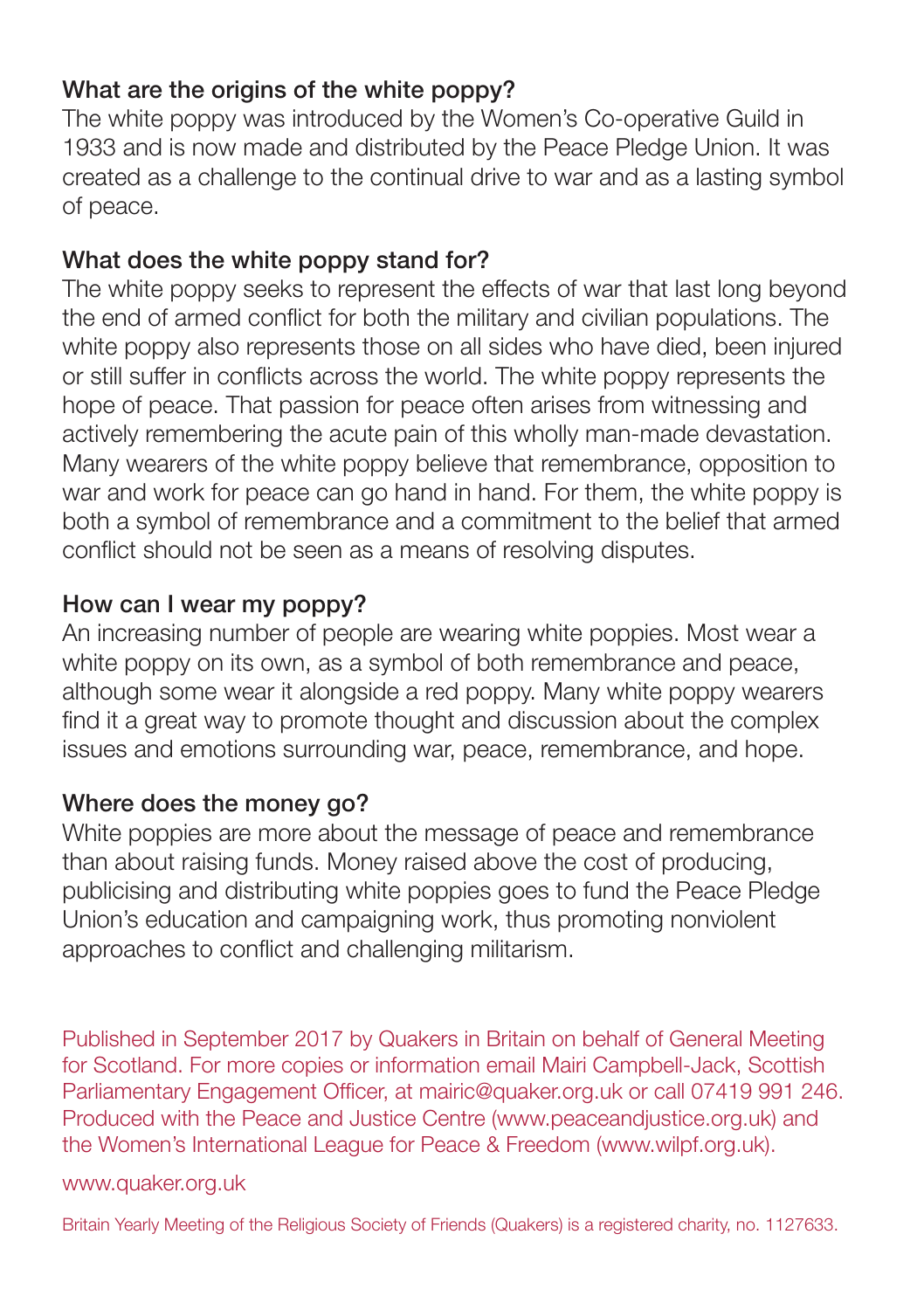### What are the origins of the white poppy?

The white poppy was introduced by the Women's Co-operative Guild in 1933 and is now made and distributed by the Peace Pledge Union. It was created as a challenge to the continual drive to war and as a lasting symbol of peace.

### What does the white poppy stand for?

The white poppy seeks to represent the effects of war that last long beyond the end of armed conflict for both the military and civilian populations. The white poppy also represents those on all sides who have died, been injured or still suffer in conflicts across the world. The white poppy represents the hope of peace. That passion for peace often arises from witnessing and actively remembering the acute pain of this wholly man-made devastation. Many wearers of the white poppy believe that remembrance, opposition to war and work for peace can go hand in hand. For them, the white poppy is both a symbol of remembrance and a commitment to the belief that armed conflict should not be seen as a means of resolving disputes.

### How can I wear my poppy?

An increasing number of people are wearing white poppies. Most wear a white poppy on its own, as a symbol of both remembrance and peace, although some wear it alongside a red poppy. Many white poppy wearers find it a great way to promote thought and discussion about the complex issues and emotions surrounding war, peace, remembrance, and hope.

### Where does the money go?

White poppies are more about the message of peace and remembrance than about raising funds. Money raised above the cost of producing, publicising and distributing white poppies goes to fund the Peace Pledge Union's education and campaigning work, thus promoting nonviolent approaches to conflict and challenging militarism.

Published in September 2017 by Quakers in Britain on behalf of General Meeting for Scotland. For more copies or information email Mairi Campbell-Jack, Scottish Parliamentary Engagement Officer, at mairic@quaker.org.uk or call 07419 991 246. Produced with the Peace and Justice Centre (www.peaceandjustice.org.uk) and the Women's International League for Peace & Freedom (www.wilpf.org.uk).

www.quaker.org.uk

Britain Yearly Meeting of the Religious Society of Friends (Quakers) is a registered charity, no. 1127633.